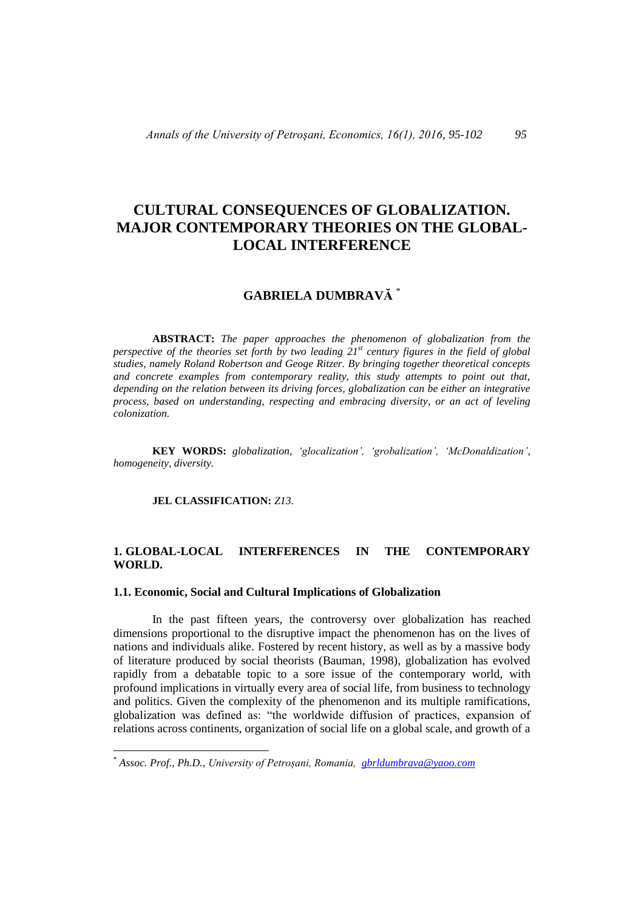# CULTURAL CONSEQUENCES OF GLOBALIZATION. MAJOR CONTEMPORARY THEORIES ON THE GLOBAL-LOCAL INTERFERENCE

## GABRIELA DUMBRAVĂ [*]

**ABSTRACT:** *The paper approaches the phenomenon of globalization from the perspective of the theories set forth by two leading 21st century figures in the field of global studies, namely Roland Robertson and Geoge Ritzer. By bringing together theoretical concepts and concrete examples from contemporary reality, this study attempts to point out that, depending on the relation between its driving forces, globalization can be either an integrative process, based on understanding, respecting and embracing diversity, or an act of leveling colonization.*

**KEY WORDS:** *globalization, 'glocalization', 'grobalization', 'McDonaldization', homogeneity, diversity.*

**JEL CLASSIFICATION:** *Z13.*

## 1. GLOBAL-LOCAL INTERFERENCES IN THE CONTEMPORARY WORLD.

### 1.1. Economic, Social and Cultural Implications of Globalization

In the past fifteen years, the controversy over globalization has reached dimensions proportional to the disruptive impact the phenomenon has on the lives of nations and individuals alike. Fostered by recent history, as well as by a massive body of literature produced by social theorists (Bauman, 1998), globalization has evolved rapidly from a debatable topic to a sore issue of the contemporary world, with profound implications in virtually every area of social life, from business to technology and politics. Given the complexity of the phenomenon and its multiple ramifications, globalization was defined as: "the worldwide diffusion of practices, expansion of relations across continents, organization of social life on a global scale, and growth of a

---

[*] *Assoc. Prof., Ph.D., University of Petroșani, Romania, gbrldumbrava@yaoo.com*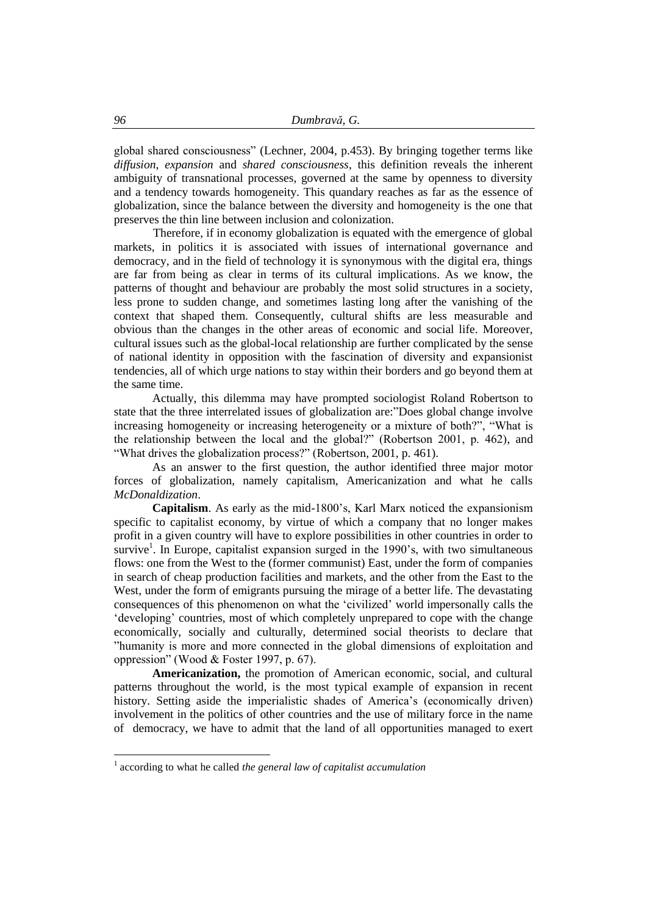global shared consciousness" (Lechner, 2004, p.453). By bringing together terms like *diffusion*, *expansion* and *shared consciousness*, this definition reveals the inherent ambiguity of transnational processes, governed at the same by openness to diversity and a tendency towards homogeneity. This quandary reaches as far as the essence of globalization, since the balance between the diversity and homogeneity is the one that preserves the thin line between inclusion and colonization.

Therefore, if in economy globalization is equated with the emergence of global markets, in politics it is associated with issues of international governance and democracy, and in the field of technology it is synonymous with the digital era, things are far from being as clear in terms of its cultural implications. As we know, the patterns of thought and behaviour are probably the most solid structures in a society, less prone to sudden change, and sometimes lasting long after the vanishing of the context that shaped them. Consequently, cultural shifts are less measurable and obvious than the changes in the other areas of economic and social life. Moreover, cultural issues such as the global-local relationship are further complicated by the sense of national identity in opposition with the fascination of diversity and expansionist tendencies, all of which urge nations to stay within their borders and go beyond them at the same time.

Actually, this dilemma may have prompted sociologist Roland Robertson to state that the three interrelated issues of globalization are:"Does global change involve increasing homogeneity or increasing heterogeneity or a mixture of both?", "What is the relationship between the local and the global?" (Robertson 2001, p. 462), and "What drives the globalization process?" (Robertson, 2001, p. 461).

As an answer to the first question, the author identified three major motor forces of globalization, namely capitalism, Americanization and what he calls *McDonaldization*.

**Capitalism**. As early as the mid-1800's, Karl Marx noticed the expansionism specific to capitalist economy, by virtue of which a company that no longer makes profit in a given country will have to explore possibilities in other countries in order to survive[1]. In Europe, capitalist expansion surged in the 1990's, with two simultaneous flows: one from the West to the (former communist) East, under the form of companies in search of cheap production facilities and markets, and the other from the East to the West, under the form of emigrants pursuing the mirage of a better life. The devastating consequences of this phenomenon on what the 'civilized' world impersonally calls the 'developing' countries, most of which completely unprepared to cope with the change economically, socially and culturally, determined social theorists to declare that "humanity is more and more connected in the global dimensions of exploitation and oppression" (Wood & Foster 1997, p. 67).

**Americanization,** the promotion of American economic, social, and cultural patterns throughout the world, is the most typical example of expansion in recent history. Setting aside the imperialistic shades of America's (economically driven) involvement in the politics of other countries and the use of military force in the name of democracy, we have to admit that the land of all opportunities managed to exert

[1] according to what he called *the general law of capitalist accumulation*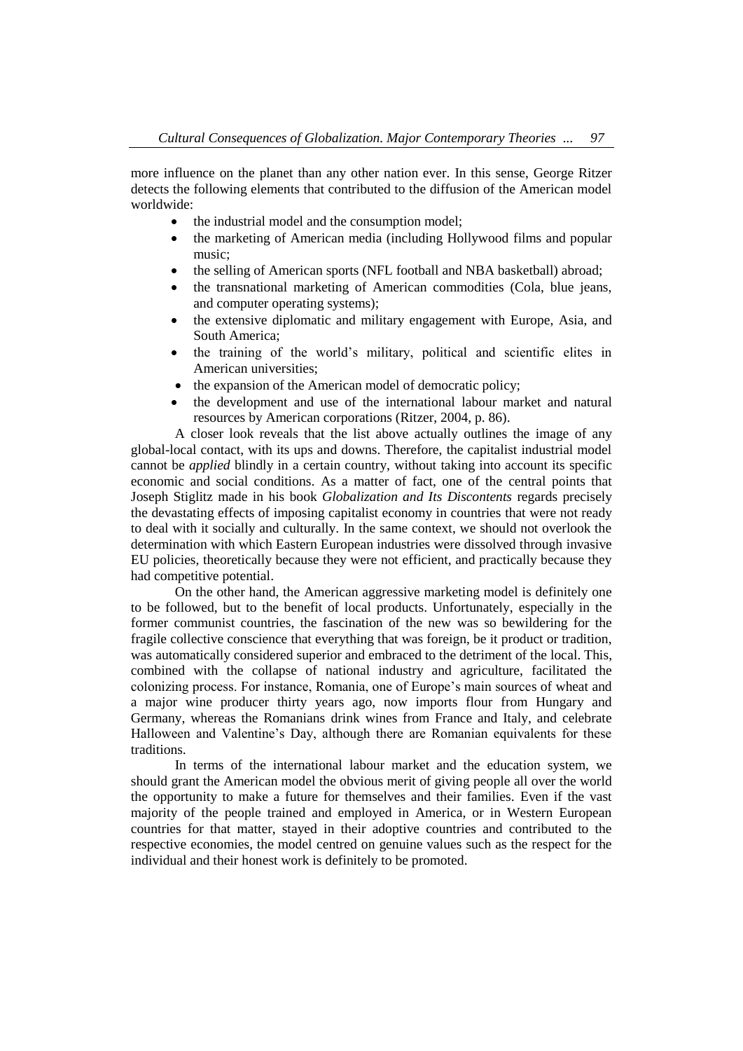more influence on the planet than any other nation ever. In this sense, George Ritzer detects the following elements that contributed to the diffusion of the American model worldwide:

- the industrial model and the consumption model;
- the marketing of American media (including Hollywood films and popular music;
- the selling of American sports (NFL football and NBA basketball) abroad;
- the transnational marketing of American commodities (Cola, blue jeans, and computer operating systems);
- the extensive diplomatic and military engagement with Europe, Asia, and South America;
- the training of the world's military, political and scientific elites in American universities;
- the expansion of the American model of democratic policy;
- the development and use of the international labour market and natural resources by American corporations (Ritzer, 2004, p. 86).

A closer look reveals that the list above actually outlines the image of any global-local contact, with its ups and downs. Therefore, the capitalist industrial model cannot be *applied* blindly in a certain country, without taking into account its specific economic and social conditions. As a matter of fact, one of the central points that Joseph Stiglitz made in his book *Globalization and Its Discontents* regards precisely the devastating effects of imposing capitalist economy in countries that were not ready to deal with it socially and culturally. In the same context, we should not overlook the determination with which Eastern European industries were dissolved through invasive EU policies, theoretically because they were not efficient, and practically because they had competitive potential.

On the other hand, the American aggressive marketing model is definitely one to be followed, but to the benefit of local products. Unfortunately, especially in the former communist countries, the fascination of the new was so bewildering for the fragile collective conscience that everything that was foreign, be it product or tradition, was automatically considered superior and embraced to the detriment of the local. This, combined with the collapse of national industry and agriculture, facilitated the colonizing process. For instance, Romania, one of Europe's main sources of wheat and a major wine producer thirty years ago, now imports flour from Hungary and Germany, whereas the Romanians drink wines from France and Italy, and celebrate Halloween and Valentine's Day, although there are Romanian equivalents for these traditions.

In terms of the international labour market and the education system, we should grant the American model the obvious merit of giving people all over the world the opportunity to make a future for themselves and their families. Even if the vast majority of the people trained and employed in America, or in Western European countries for that matter, stayed in their adoptive countries and contributed to the respective economies, the model centred on genuine values such as the respect for the individual and their honest work is definitely to be promoted.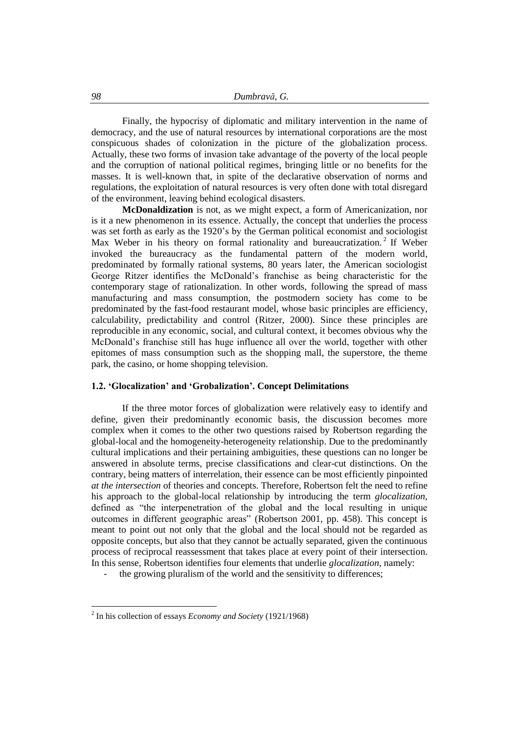Finally, the hypocrisy of diplomatic and military intervention in the name of democracy, and the use of natural resources by international corporations are the most conspicuous shades of colonization in the picture of the globalization process. Actually, these two forms of invasion take advantage of the poverty of the local people and the corruption of national political regimes, bringing little or no benefits for the masses. It is well-known that, in spite of the declarative observation of norms and regulations, the exploitation of natural resources is very often done with total disregard of the environment, leaving behind ecological disasters.

**McDonaldization** is not, as we might expect, a form of Americanization, nor is it a new phenomenon in its essence. Actually, the concept that underlies the process was set forth as early as the 1920's by the German political economist and sociologist Max Weber in his theory on formal rationality and bureaucratization.[2] If Weber invoked the bureaucracy as the fundamental pattern of the modern world, predominated by formally rational systems, 80 years later, the American sociologist George Ritzer identifies the McDonald's franchise as being characteristic for the contemporary stage of rationalization. In other words, following the spread of mass manufacturing and mass consumption, the postmodern society has come to be predominated by the fast-food restaurant model, whose basic principles are efficiency, calculability, predictability and control (Ritzer, 2000). Since these principles are reproducible in any economic, social, and cultural context, it becomes obvious why the McDonald's franchise still has huge influence all over the world, together with other epitomes of mass consumption such as the shopping mall, the superstore, the theme park, the casino, or home shopping television.

### 1.2. 'Glocalization' and 'Grobalization'. Concept Delimitations

If the three motor forces of globalization were relatively easy to identify and define, given their predominantly economic basis, the discussion becomes more complex when it comes to the other two questions raised by Robertson regarding the global-local and the homogeneity-heterogeneity relationship. Due to the predominantly cultural implications and their pertaining ambiguities, these questions can no longer be answered in absolute terms, precise classifications and clear-cut distinctions. On the contrary, being matters of interrelation, their essence can be most efficiently pinpointed *at the intersection* of theories and concepts. Therefore, Robertson felt the need to refine his approach to the global-local relationship by introducing the term *glocalization*, defined as "the interpenetration of the global and the local resulting in unique outcomes in different geographic areas" (Robertson 2001, pp. 458). This concept is meant to point out not only that the global and the local should not be regarded as opposite concepts, but also that they cannot be actually separated, given the continuous process of reciprocal reassessment that takes place at every point of their intersection. In this sense, Robertson identifies four elements that underlie *glocalization*, namely:

- the growing pluralism of the world and the sensitivity to differences;

---

[2] In his collection of essays *Economy and Society* (1921/1968)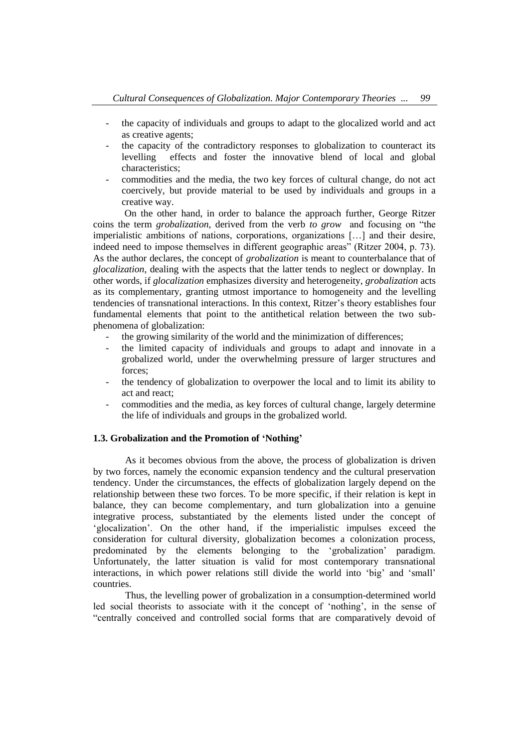- the capacity of individuals and groups to adapt to the glocalized world and act as creative agents;
- the capacity of the contradictory responses to globalization to counteract its levelling effects and foster the innovative blend of local and global characteristics;
- commodities and the media, the two key forces of cultural change, do not act coercively, but provide material to be used by individuals and groups in a creative way.

On the other hand, in order to balance the approach further, George Ritzer coins the term *grobalization*, derived from the verb *to grow* and focusing on "the imperialistic ambitions of nations, corporations, organizations […] and their desire, indeed need to impose themselves in different geographic areas" (Ritzer 2004, p. 73). As the author declares, the concept of *grobalization* is meant to counterbalance that of *glocalization*, dealing with the aspects that the latter tends to neglect or downplay. In other words, if *glocalization* emphasizes diversity and heterogeneity, *grobalization* acts as its complementary, granting utmost importance to homogeneity and the levelling tendencies of transnational interactions. In this context, Ritzer's theory establishes four fundamental elements that point to the antithetical relation between the two sub-phenomena of globalization:

- the growing similarity of the world and the minimization of differences;
- the limited capacity of individuals and groups to adapt and innovate in a grobalized world, under the overwhelming pressure of larger structures and forces;
- the tendency of globalization to overpower the local and to limit its ability to act and react;
- commodities and the media, as key forces of cultural change, largely determine the life of individuals and groups in the grobalized world.

### 1.3. Grobalization and the Promotion of 'Nothing'

As it becomes obvious from the above, the process of globalization is driven by two forces, namely the economic expansion tendency and the cultural preservation tendency. Under the circumstances, the effects of globalization largely depend on the relationship between these two forces. To be more specific, if their relation is kept in balance, they can become complementary, and turn globalization into a genuine integrative process, substantiated by the elements listed under the concept of 'glocalization'. On the other hand, if the imperialistic impulses exceed the consideration for cultural diversity, globalization becomes a colonization process, predominated by the elements belonging to the 'grobalization' paradigm. Unfortunately, the latter situation is valid for most contemporary transnational interactions, in which power relations still divide the world into 'big' and 'small' countries.

Thus, the levelling power of grobalization in a consumption-determined world led social theorists to associate with it the concept of 'nothing', in the sense of "centrally conceived and controlled social forms that are comparatively devoid of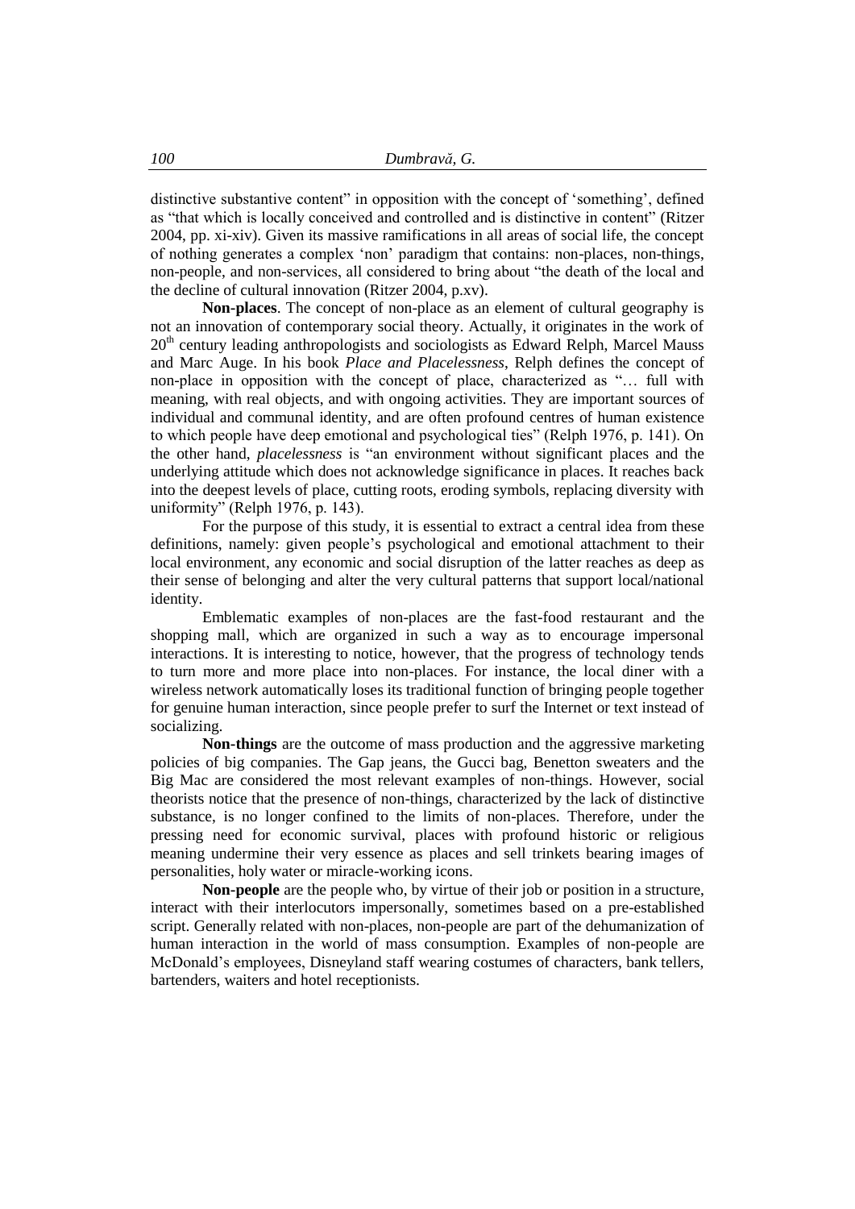distinctive substantive content" in opposition with the concept of 'something', defined as "that which is locally conceived and controlled and is distinctive in content" (Ritzer 2004, pp. xi-xiv). Given its massive ramifications in all areas of social life, the concept of nothing generates a complex 'non' paradigm that contains: non-places, non-things, non-people, and non-services, all considered to bring about "the death of the local and the decline of cultural innovation (Ritzer 2004, p.xv).

**Non-places**. The concept of non-place as an element of cultural geography is not an innovation of contemporary social theory. Actually, it originates in the work of 20th century leading anthropologists and sociologists as Edward Relph, Marcel Mauss and Marc Auge. In his book *Place and Placelessness*, Relph defines the concept of non-place in opposition with the concept of place, characterized as "… full with meaning, with real objects, and with ongoing activities. They are important sources of individual and communal identity, and are often profound centres of human existence to which people have deep emotional and psychological ties" (Relph 1976, p. 141). On the other hand, *placelessness* is "an environment without significant places and the underlying attitude which does not acknowledge significance in places. It reaches back into the deepest levels of place, cutting roots, eroding symbols, replacing diversity with uniformity" (Relph 1976, p. 143).

For the purpose of this study, it is essential to extract a central idea from these definitions, namely: given people's psychological and emotional attachment to their local environment, any economic and social disruption of the latter reaches as deep as their sense of belonging and alter the very cultural patterns that support local/national identity.

Emblematic examples of non-places are the fast-food restaurant and the shopping mall, which are organized in such a way as to encourage impersonal interactions. It is interesting to notice, however, that the progress of technology tends to turn more and more place into non-places. For instance, the local diner with a wireless network automatically loses its traditional function of bringing people together for genuine human interaction, since people prefer to surf the Internet or text instead of socializing.

**Non-things** are the outcome of mass production and the aggressive marketing policies of big companies. The Gap jeans, the Gucci bag, Benetton sweaters and the Big Mac are considered the most relevant examples of non-things. However, social theorists notice that the presence of non-things, characterized by the lack of distinctive substance, is no longer confined to the limits of non-places. Therefore, under the pressing need for economic survival, places with profound historic or religious meaning undermine their very essence as places and sell trinkets bearing images of personalities, holy water or miracle-working icons.

**Non-people** are the people who, by virtue of their job or position in a structure, interact with their interlocutors impersonally, sometimes based on a pre-established script. Generally related with non-places, non-people are part of the dehumanization of human interaction in the world of mass consumption. Examples of non-people are McDonald's employees, Disneyland staff wearing costumes of characters, bank tellers, bartenders, waiters and hotel receptionists.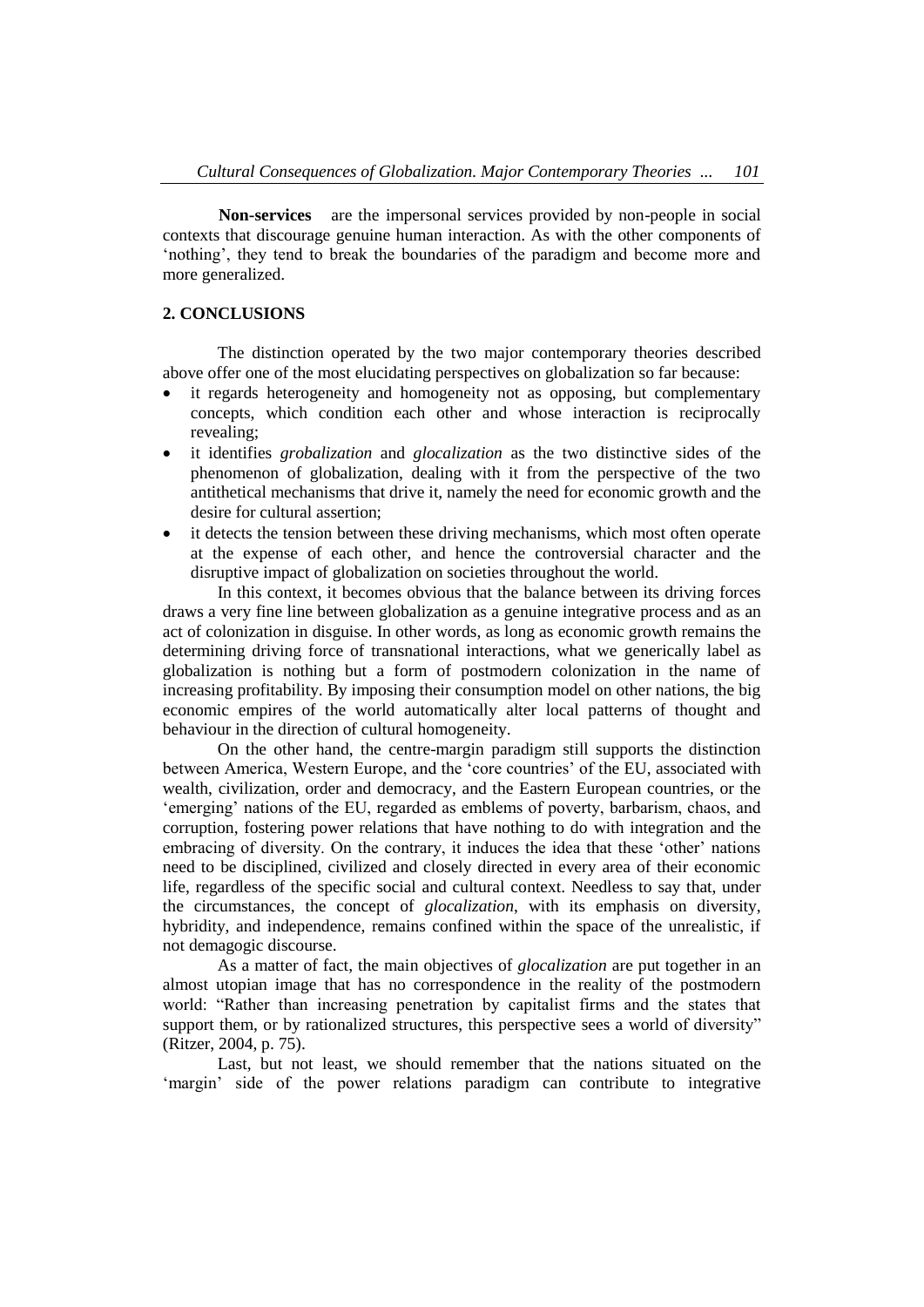**Non-services** are the impersonal services provided by non-people in social contexts that discourage genuine human interaction. As with the other components of 'nothing', they tend to break the boundaries of the paradigm and become more and more generalized.

## 2. CONCLUSIONS

The distinction operated by the two major contemporary theories described above offer one of the most elucidating perspectives on globalization so far because:

- it regards heterogeneity and homogeneity not as opposing, but complementary concepts, which condition each other and whose interaction is reciprocally revealing;
- it identifies *grobalization* and *glocalization* as the two distinctive sides of the phenomenon of globalization, dealing with it from the perspective of the two antithetical mechanisms that drive it, namely the need for economic growth and the desire for cultural assertion;
- it detects the tension between these driving mechanisms, which most often operate at the expense of each other, and hence the controversial character and the disruptive impact of globalization on societies throughout the world.

In this context, it becomes obvious that the balance between its driving forces draws a very fine line between globalization as a genuine integrative process and as an act of colonization in disguise. In other words, as long as economic growth remains the determining driving force of transnational interactions, what we generically label as globalization is nothing but a form of postmodern colonization in the name of increasing profitability. By imposing their consumption model on other nations, the big economic empires of the world automatically alter local patterns of thought and behaviour in the direction of cultural homogeneity.

On the other hand, the centre-margin paradigm still supports the distinction between America, Western Europe, and the 'core countries' of the EU, associated with wealth, civilization, order and democracy, and the Eastern European countries, or the 'emerging' nations of the EU, regarded as emblems of poverty, barbarism, chaos, and corruption, fostering power relations that have nothing to do with integration and the embracing of diversity. On the contrary, it induces the idea that these 'other' nations need to be disciplined, civilized and closely directed in every area of their economic life, regardless of the specific social and cultural context. Needless to say that, under the circumstances, the concept of *glocalization*, with its emphasis on diversity, hybridity, and independence, remains confined within the space of the unrealistic, if not demagogic discourse.

As a matter of fact, the main objectives of *glocalization* are put together in an almost utopian image that has no correspondence in the reality of the postmodern world: "Rather than increasing penetration by capitalist firms and the states that support them, or by rationalized structures, this perspective sees a world of diversity" (Ritzer, 2004, p. 75).

Last, but not least, we should remember that the nations situated on the 'margin' side of the power relations paradigm can contribute to integrative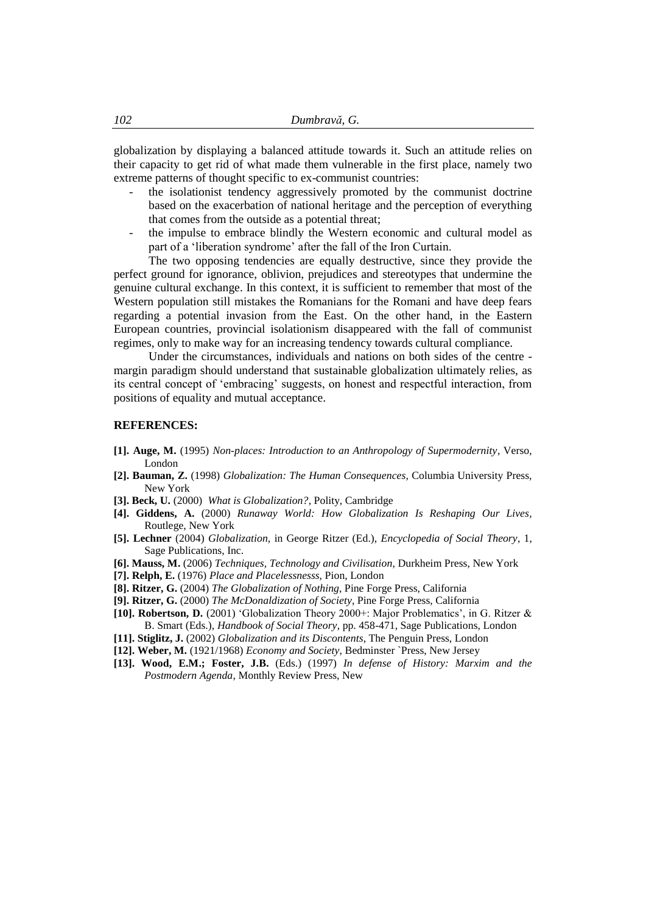globalization by displaying a balanced attitude towards it. Such an attitude relies on their capacity to get rid of what made them vulnerable in the first place, namely two extreme patterns of thought specific to ex-communist countries:

- the isolationist tendency aggressively promoted by the communist doctrine based on the exacerbation of national heritage and the perception of everything that comes from the outside as a potential threat;
- the impulse to embrace blindly the Western economic and cultural model as part of a 'liberation syndrome' after the fall of the Iron Curtain.

The two opposing tendencies are equally destructive, since they provide the perfect ground for ignorance, oblivion, prejudices and stereotypes that undermine the genuine cultural exchange. In this context, it is sufficient to remember that most of the Western population still mistakes the Romanians for the Romani and have deep fears regarding a potential invasion from the East. On the other hand, in the Eastern European countries, provincial isolationism disappeared with the fall of communist regimes, only to make way for an increasing tendency towards cultural compliance.

Under the circumstances, individuals and nations on both sides of the centre - margin paradigm should understand that sustainable globalization ultimately relies, as its central concept of 'embracing' suggests, on honest and respectful interaction, from positions of equality and mutual acceptance.

## REFERENCES:

**[1]. Auge, M.** (1995) *Non-places: Introduction to an Anthropology of Supermodernity*, Verso, London

**[2]. Bauman, Z.** (1998) *Globalization: The Human Consequences*, Columbia University Press, New York

**[3]. Beck, U.** (2000) *What is Globalization?*, Polity, Cambridge

**[4]. Giddens, A.** (2000) *Runaway World: How Globalization Is Reshaping Our Lives*, Routlege, New York

**[5]. Lechner** (2004) *Globalization*, in George Ritzer (Ed.), *Encyclopedia of Social Theory*, 1, Sage Publications, Inc.

**[6]. Mauss, M.** (2006) *Techniques, Technology and Civilisation*, Durkheim Press, New York

**[7]. Relph, E.** (1976) *Place and Placelessnesss*, Pion, London

**[8]. Ritzer, G.** (2004) *The Globalization of Nothing*, Pine Forge Press, California

**[9]. Ritzer, G.** (2000) *The McDonaldization of Society*, Pine Forge Press, California

**[10]. Robertson, D.** (2001) 'Globalization Theory 2000+: Major Problematics', in G. Ritzer & B. Smart (Eds.), *Handbook of Social Theory*, pp. 458-471, Sage Publications, London

**[11]. Stiglitz, J.** (2002) *Globalization and its Discontents*, The Penguin Press, London

**[12]. Weber, M.** (1921/1968) *Economy and Society*, Bedminster `Press, New Jersey

**[13]. Wood, E.M.; Foster, J.B.** (Eds.) (1997) *In defense of History: Marxim and the Postmodern Agenda*, Monthly Review Press, New